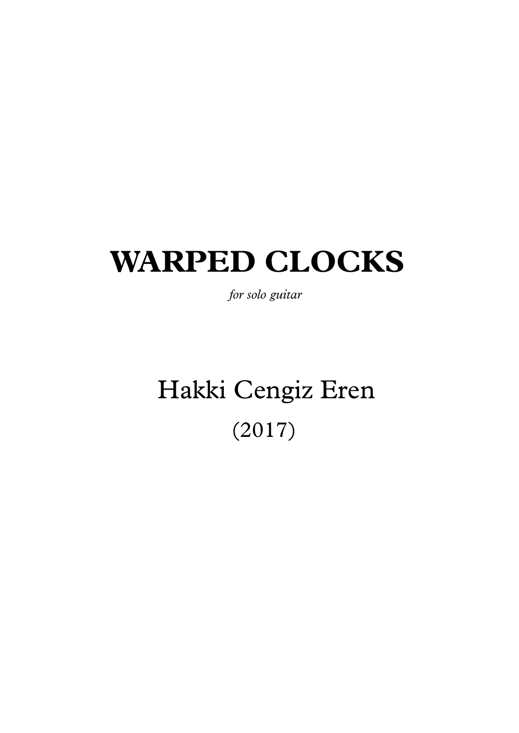# WARPED CLOCKS

*for solo guitar*

## Hakki Cengiz Eren

(2017)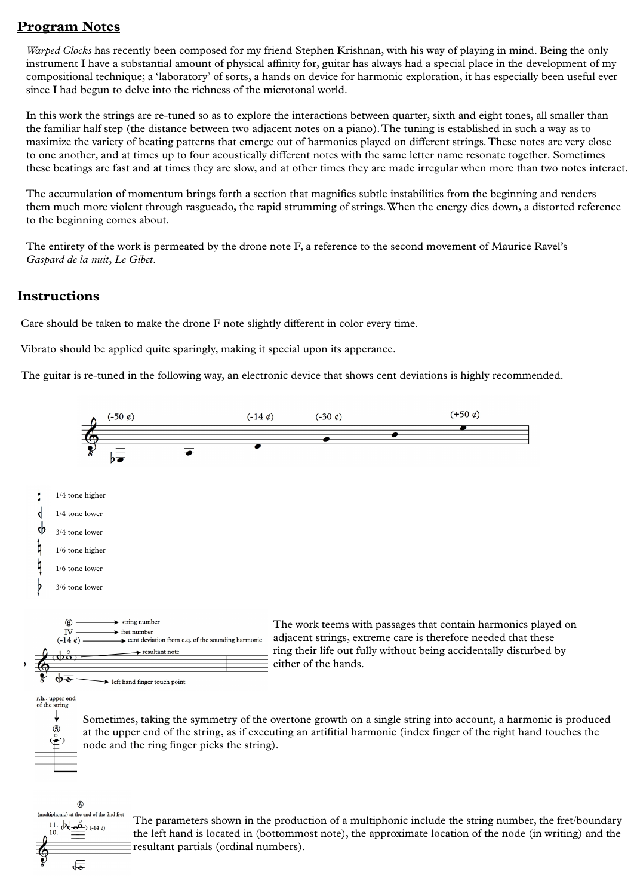## Program Notes

*Warped Clocks* has recently been composed for my friend Stephen Krishnan, with his way of playing in mind. Being the only instrument I have a substantial amount of physical affinity for, guitar has always had a special place in the development of my compositional technique; a 'laboratory' of sorts, a hands on device for harmonic exploration, it has especially been useful ever since I had begun to delve into the richness of the microtonal world.

In this work the strings are re-tuned so as to explore the interactions between quarter, sixth and eight tones, all smaller than the familiar half step (the distance between two adjacent notes on a piano). The tuning is established in such a way as to maximize the variety of beating patterns that emerge out of harmonics played on different strings. These notes are very close to one another, and at times up to four acoustically different notes with the same letter name resonate together. Sometimes these beatings are fast and at times they are slow, and at other times they are made irregular when more than two notes interact.

The accumulation of momentum brings forth a section that magnifies subtle instabilities from the beginning and renders them much more violent through rasgueado, the rapid strumming of strings. When the energy dies down, a distorted reference to the beginning comes about.

The entirety of the work is permeated by the drone note F, a reference to the second movement of Maurice Ravel's *Gaspard de la nuit*, *Le Gibet*.

## Instructions

Care should be taken to make the drone F note slightly different in color every time.

Vibrato should be applied quite sparingly, making it special upon its apperance.

The guitar is re-tuned in the following way, an electronic device that shows cent deviations is highly recommended.

(-50 ¢) (-14 ¢) (-30 ¢) (+50 ¢)

1/4 tone higher

1/4 tone lower

3/4 tone lower

1/6 tone higher

1/6 tone lower

3/6 tone lower

⑥ string number
IV fret number
(-14 ¢) cent deviation from e.q. of the sounding harmonic
resultant note
left hand finger touch point

The work teems with passages that contain harmonics played on adjacent strings, extreme care is therefore needed that these ring their life out fully without being accidentally disturbed by either of the hands.

r.h., upper end of the string

Sometimes, taking the symmetry of the overtone growth on a single string into account, a harmonic is produced at the upper end of the string, as if executing an artifitial harmonic (index finger of the right hand touches the node and the ring finger picks the string).

(multiphonic) at the end of the 2nd fret

The parameters shown in the production of a multiphonic include the string number, the fret/boundary the left hand is located in (bottommost note), the approximate location of the node (in writing) and the resultant partials (ordinal numbers).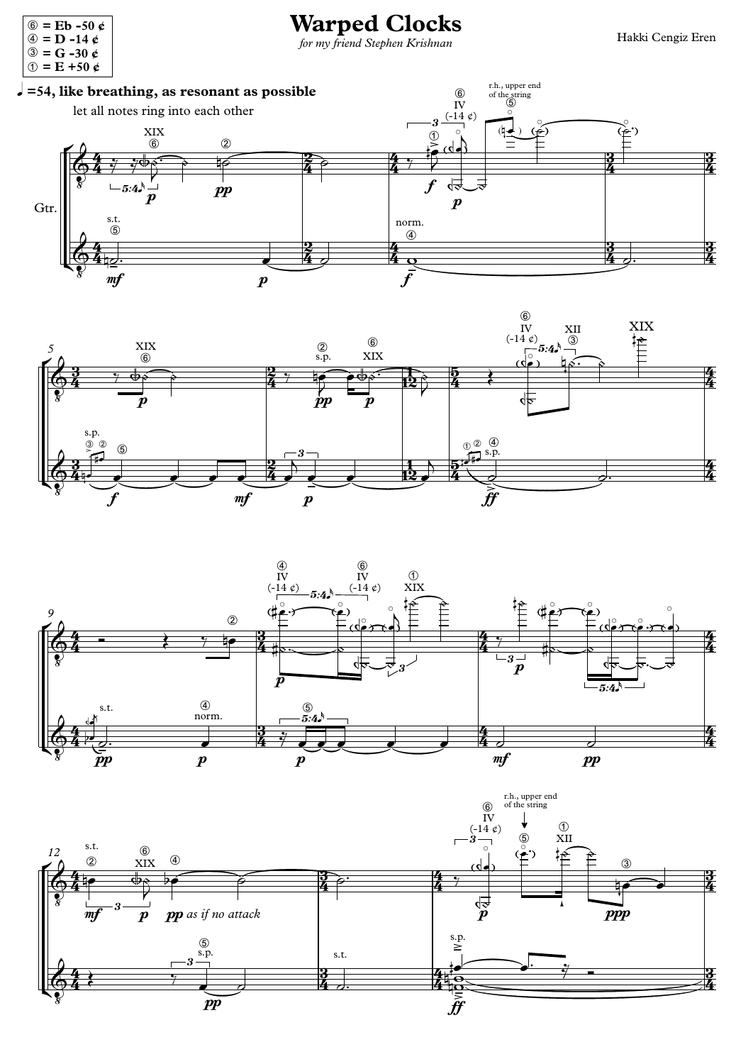# Warped Clocks

*for my friend Stephen Krishnan*

Hakki Cengiz Eren

⑥ = Eb -50 ¢
④ = D -14 ¢
③ = G -30 ¢
① = E +50 ¢

**♩=54, like breathing, as resonant as possible**

let all notes ring into each other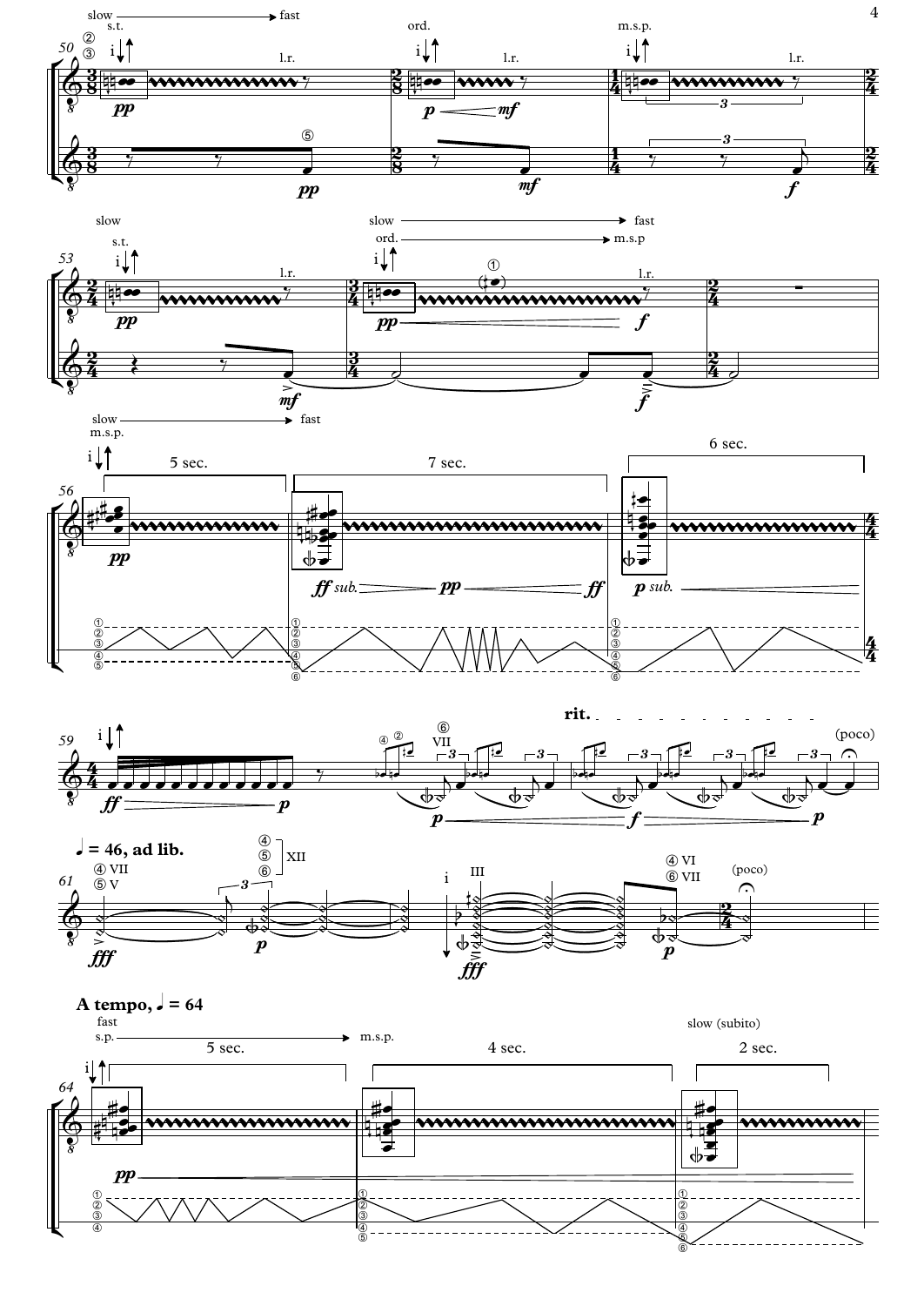slow → fast

s.t. — ord. — m.s.p.

l.r.

slow

slow → fast

ord. → m.s.p

5 sec. — 7 sec. — 6 sec.

*ff sub.* — *pp* — *ff* — *p sub.*

rit.

(poco)

**♩ = 46, ad lib.**

XII

III

(poco)

**A tempo, ♩ = 64**

fast

s.p. → m.s.p.

slow (subito)

5 sec. — 4 sec. — 2 sec.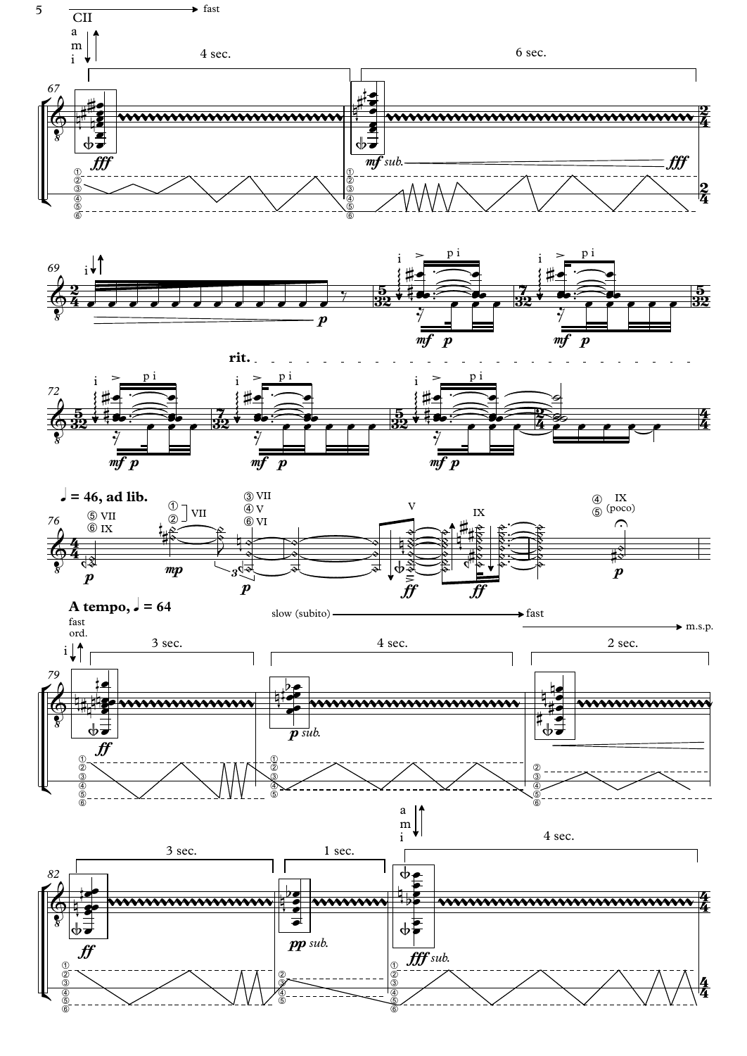CII → fast

4 sec. 6 sec.

*mf sub.* — *fff*

rit.

**♩ = 46, ad lib.**

**A tempo, ♩ = 64**

fast ord.

slow (subito) → fast → m.s.p.

3 sec. 4 sec. 2 sec.

*p sub.*

3 sec. 1 sec. 4 sec.

*pp sub.* *fff sub.*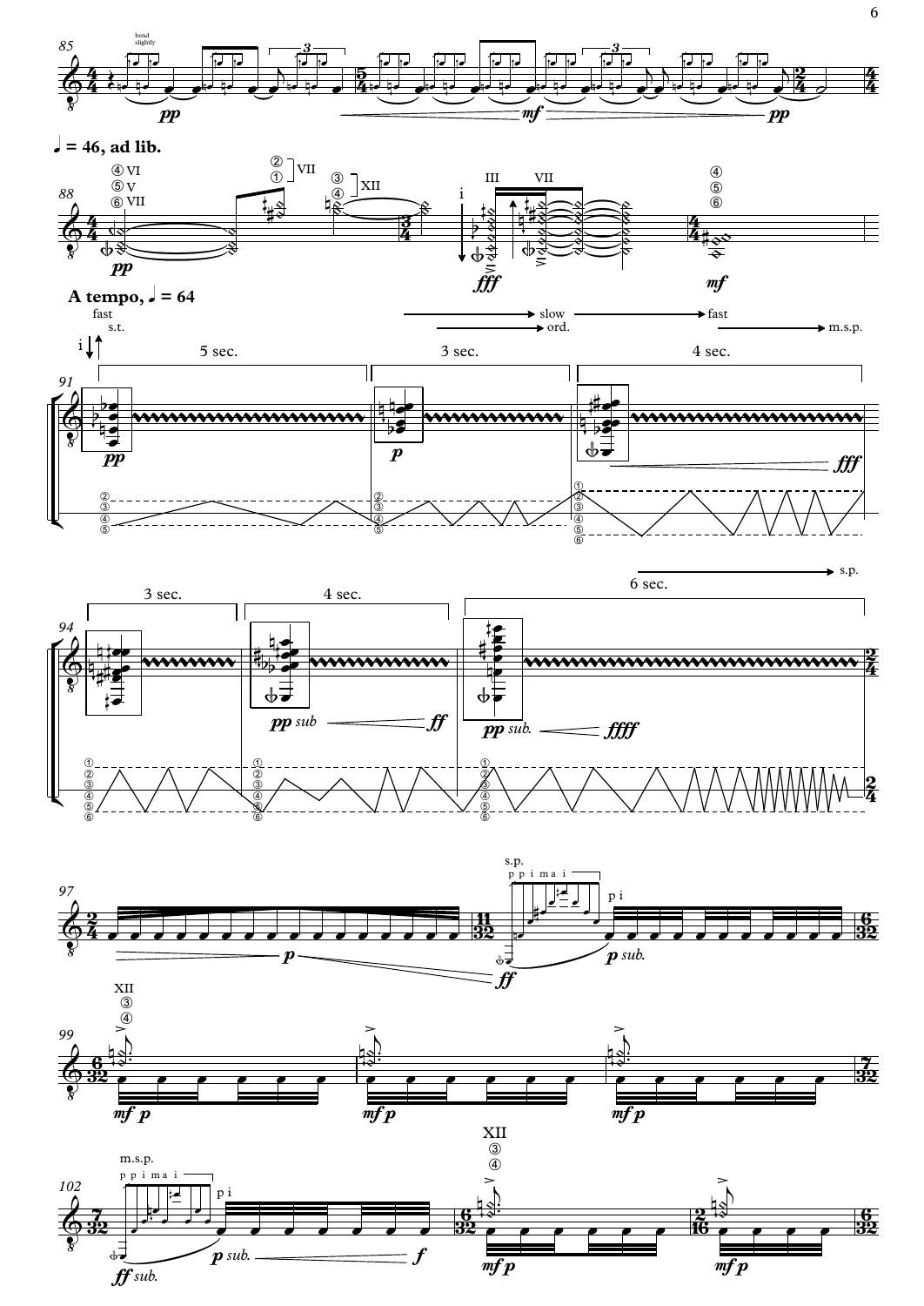♩ = 46, ad lib.

A tempo, ♩ = 64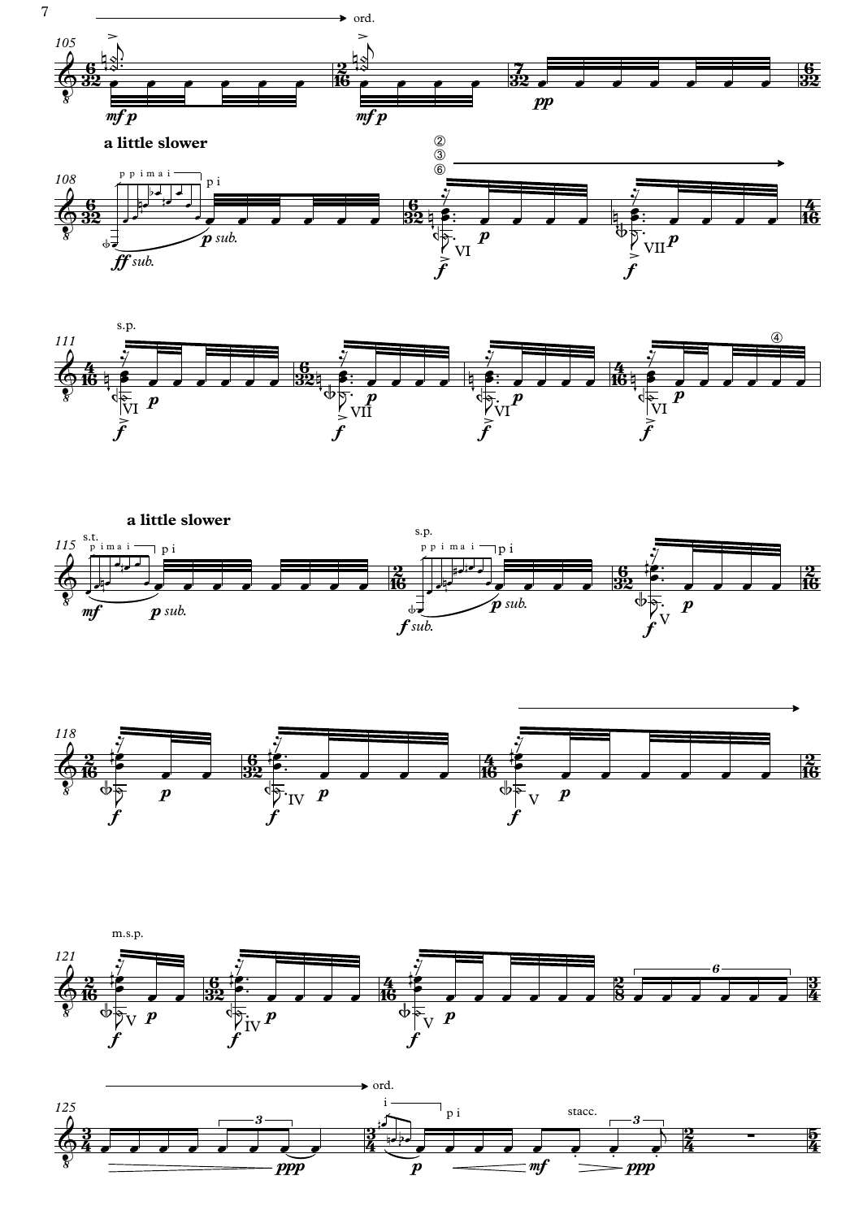**a little slower**

**a little slower**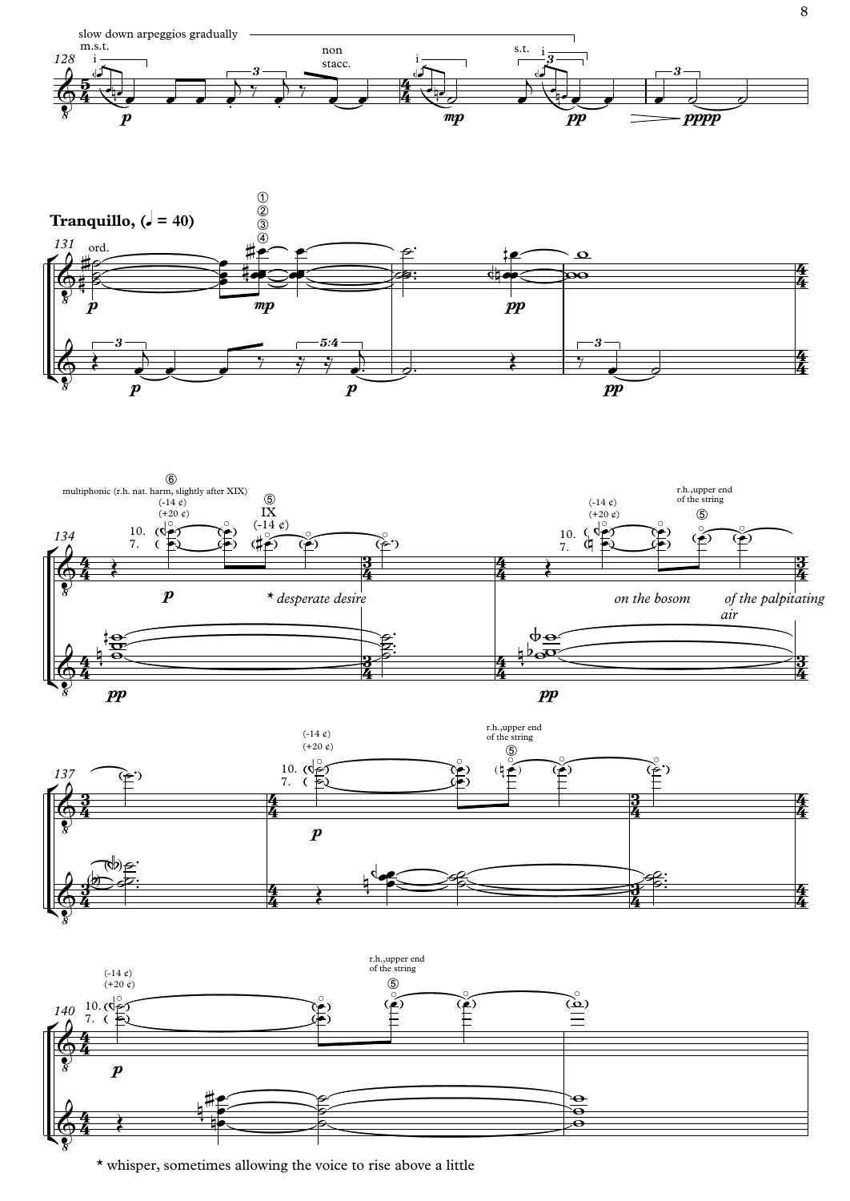slow down arpeggios gradually

m.s.t. — non stacc. — s.t.

p — mp — pp — pppp

**Tranquillo, (♩ = 40)**

ord.

p — mp — p — pp

multiphonic (r.h. nat. harm, slightly after XIX)

⑥ (-14 ¢) (+20 ¢) 10. 7.

⑤ IX (-14 ¢)

p — pp

* *desperate desire*

r.h., upper end of the string

*on the bosom* *of the palpitating air*

* whisper, sometimes allowing the voice to rise above a little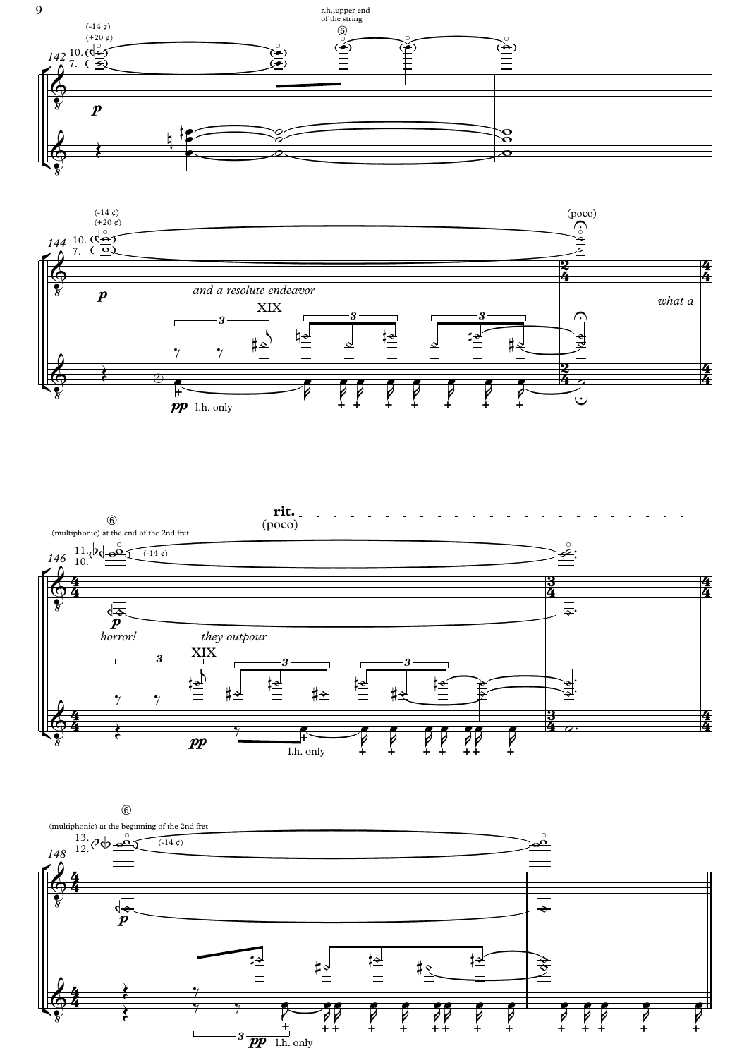142

(-14 ¢)
(+20 ¢)
10.
7.

*p*

r.h.,upper end of the string

⑤

144

(-14 ¢)
(+20 ¢)
10.
7.

*p*

*and a resolute endeavor*

XIX

④

*pp* l.h. only

(poco)

*what a*

146

⑥
(multiphonic) at the end of the 2nd fret

11.
10.

(-14 ¢)

**rit.**
(poco)

*p*

*horror!* *they outpour*

XIX

*pp*

l.h. only

148

⑥
(multiphonic) at the beginning of the 2nd fret

13.
12.

(-14 ¢)

*p*

*pp* l.h. only